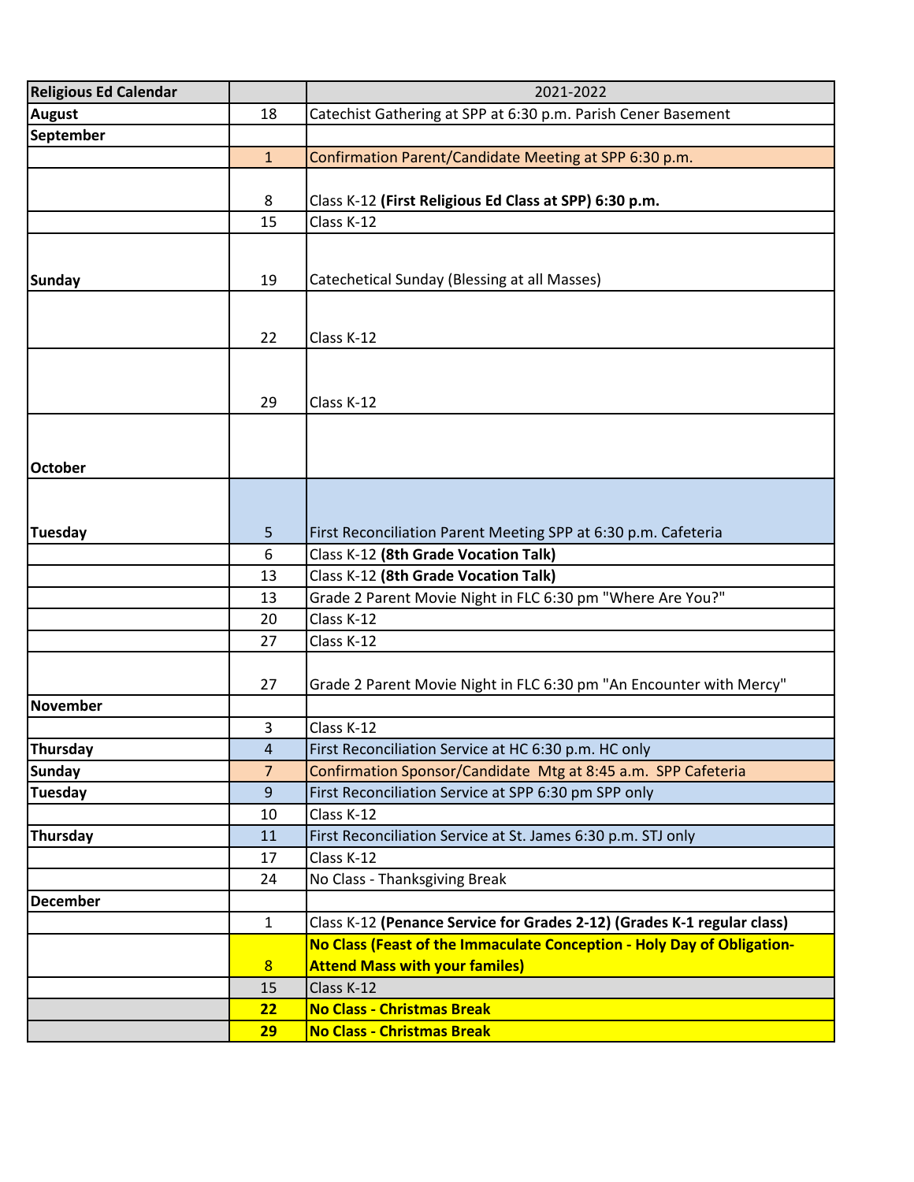| Religious Ed Calendar | | 2021-2022 |
|---|---|---|
| August | 18 | Catechist Gathering at SPP at 6:30 p.m. Parish Cener Basement |
| September | | |
| | 1 | Confirmation Parent/Candidate Meeting at SPP 6:30 p.m. |
| | 8 | Class K-12 **(First Religious Ed Class at SPP) 6:30 p.m.** |
| | 15 | Class K-12 |
| Sunday | 19 | Catechetical Sunday (Blessing at all Masses) |
| | 22 | Class K-12 |
| | 29 | Class K-12 |
| October | | |
| Tuesday | 5 | First Reconciliation Parent Meeting SPP at 6:30 p.m. Cafeteria |
| | 6 | Class K-12 **(8th Grade Vocation Talk)** |
| | 13 | Class K-12 **(8th Grade Vocation Talk)** |
| | 13 | Grade 2 Parent Movie Night in FLC 6:30 pm "Where Are You?" |
| | 20 | Class K-12 |
| | 27 | Class K-12 |
| | 27 | Grade 2 Parent Movie Night in FLC 6:30 pm "An Encounter with Mercy" |
| November | | |
| | 3 | Class K-12 |
| Thursday | 4 | First Reconciliation Service at HC 6:30 p.m. HC only |
| Sunday | 7 | Confirmation Sponsor/Candidate Mtg at 8:45 a.m. SPP Cafeteria |
| Tuesday | 9 | First Reconciliation Service at SPP 6:30 pm SPP only |
| | 10 | Class K-12 |
| Thursday | 11 | First Reconciliation Service at St. James 6:30 p.m. STJ only |
| | 17 | Class K-12 |
| | 24 | No Class - Thanksgiving Break |
| December | | |
| | 1 | Class K-12 **(Penance Service for Grades 2-12) (Grades K-1 regular class)** |
| | 8 | **No Class (Feast of the Immaculate Conception - Holy Day of Obligation- Attend Mass with your familes)** |
| | 15 | Class K-12 |
| | **22** | **No Class - Christmas Break** |
| | **29** | **No Class - Christmas Break** |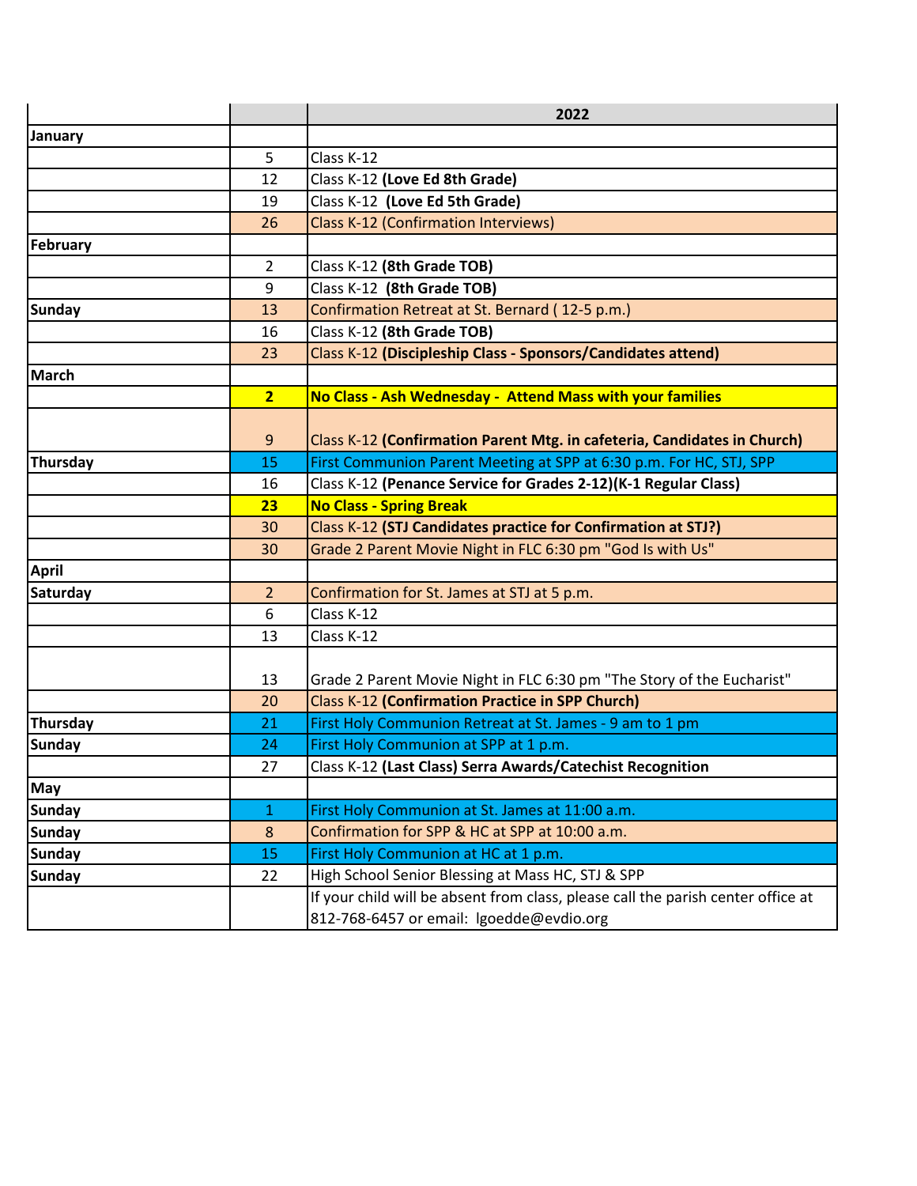| | | 2022 |
|---|---|---|
| January | | |
| | 5 | Class K-12 |
| | 12 | Class K-12 **(Love Ed 8th Grade)** |
| | 19 | Class K-12 **(Love Ed 5th Grade)** |
| | 26 | Class K-12 (Confirmation Interviews) |
| February | | |
| | 2 | Class K-12 **(8th Grade TOB)** |
| | 9 | Class K-12 **(8th Grade TOB)** |
| Sunday | 13 | Confirmation Retreat at St. Bernard ( 12-5 p.m.) |
| | 16 | Class K-12 **(8th Grade TOB)** |
| | 23 | Class K-12 **(Discipleship Class - Sponsors/Candidates attend)** |
| March | | |
| | **2** | **No Class - Ash Wednesday - Attend Mass with your families** |
| | 9 | Class K-12 **(Confirmation Parent Mtg. in cafeteria, Candidates in Church)** |
| Thursday | 15 | First Communion Parent Meeting at SPP at 6:30 p.m. For HC, STJ, SPP |
| | 16 | Class K-12 **(Penance Service for Grades 2-12)(K-1 Regular Class)** |
| | **23** | **No Class - Spring Break** |
| | 30 | Class K-12 **(STJ Candidates practice for Confirmation at STJ?)** |
| | 30 | Grade 2 Parent Movie Night in FLC 6:30 pm "God Is with Us" |
| April | | |
| Saturday | 2 | Confirmation for St. James at STJ at 5 p.m. |
| | 6 | Class K-12 |
| | 13 | Class K-12 |
| | 13 | Grade 2 Parent Movie Night in FLC 6:30 pm "The Story of the Eucharist" |
| | 20 | Class K-12 **(Confirmation Practice in SPP Church)** |
| Thursday | 21 | First Holy Communion Retreat at St. James - 9 am to 1 pm |
| Sunday | 24 | First Holy Communion at SPP at 1 p.m. |
| | 27 | Class K-12 **(Last Class) Serra Awards/Catechist Recognition** |
| May | | |
| Sunday | 1 | First Holy Communion at St. James at 11:00 a.m. |
| Sunday | 8 | Confirmation for SPP & HC at SPP at 10:00 a.m. |
| Sunday | 15 | First Holy Communion at HC at 1 p.m. |
| Sunday | 22 | High School Senior Blessing at Mass HC, STJ & SPP |
| | | If your child will be absent from class, please call the parish center office at 812-768-6457 or email: lgoedde@evdio.org |